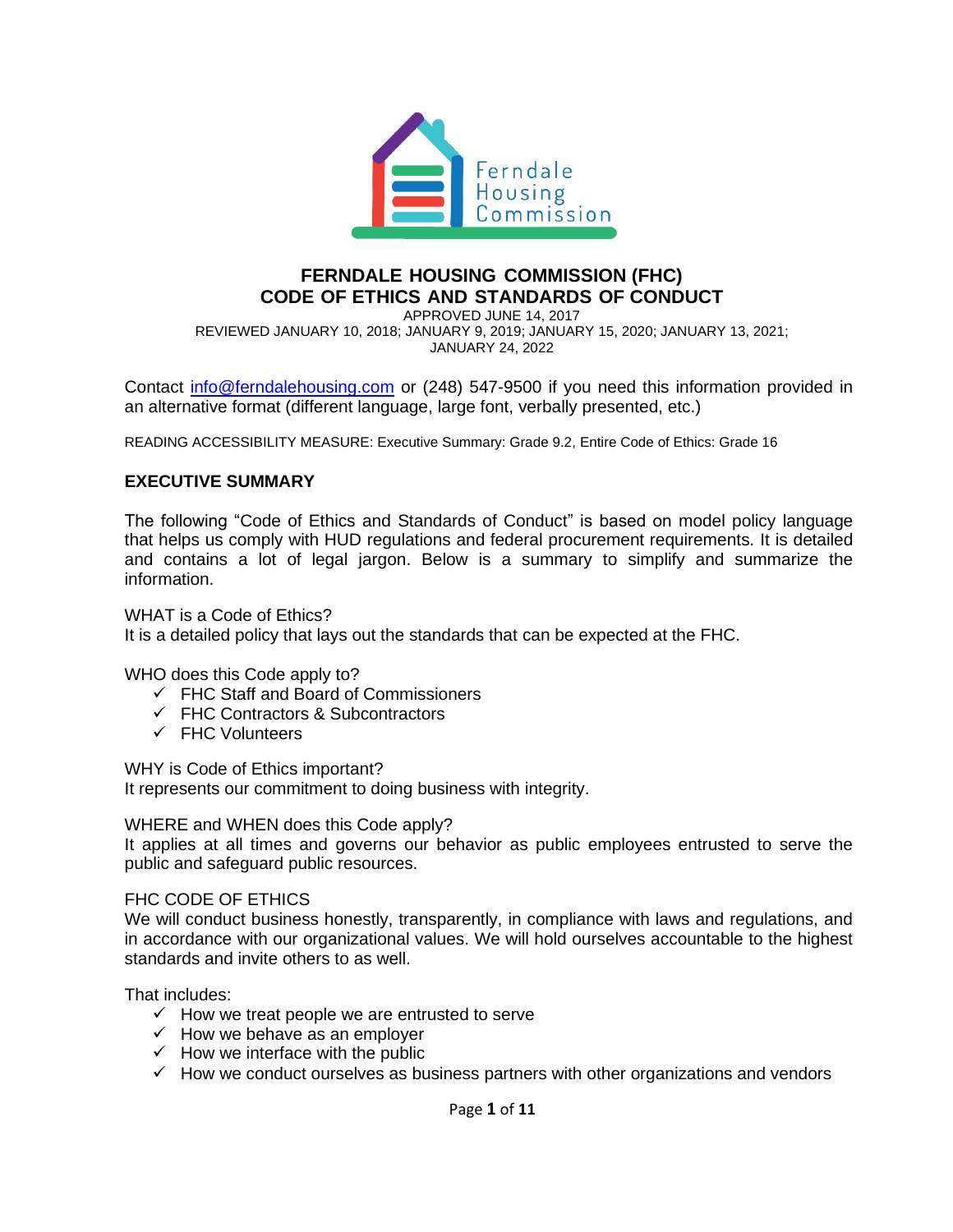# FERNDALE HOUSING COMMISSION (FHC)
# CODE OF ETHICS AND STANDARDS OF CONDUCT

APPROVED JUNE 14, 2017

REVIEWED JANUARY 10, 2018; JANUARY 9, 2019; JANUARY 15, 2020; JANUARY 13, 2021; JANUARY 24, 2022

Contact info@ferndalehousing.com or (248) 547-9500 if you need this information provided in an alternative format (different language, large font, verbally presented, etc.)

READING ACCESSIBILITY MEASURE: Executive Summary: Grade 9.2, Entire Code of Ethics: Grade 16

## EXECUTIVE SUMMARY

The following "Code of Ethics and Standards of Conduct" is based on model policy language that helps us comply with HUD regulations and federal procurement requirements. It is detailed and contains a lot of legal jargon. Below is a summary to simplify and summarize the information.

WHAT is a Code of Ethics?
It is a detailed policy that lays out the standards that can be expected at the FHC.

WHO does this Code apply to?

- ✓ FHC Staff and Board of Commissioners
- ✓ FHC Contractors & Subcontractors
- ✓ FHC Volunteers

WHY is Code of Ethics important?
It represents our commitment to doing business with integrity.

WHERE and WHEN does this Code apply?
It applies at all times and governs our behavior as public employees entrusted to serve the public and safeguard public resources.

FHC CODE OF ETHICS
We will conduct business honestly, transparently, in compliance with laws and regulations, and in accordance with our organizational values. We will hold ourselves accountable to the highest standards and invite others to as well.

That includes:

- ✓ How we treat people we are entrusted to serve
- ✓ How we behave as an employer
- ✓ How we interface with the public
- ✓ How we conduct ourselves as business partners with other organizations and vendors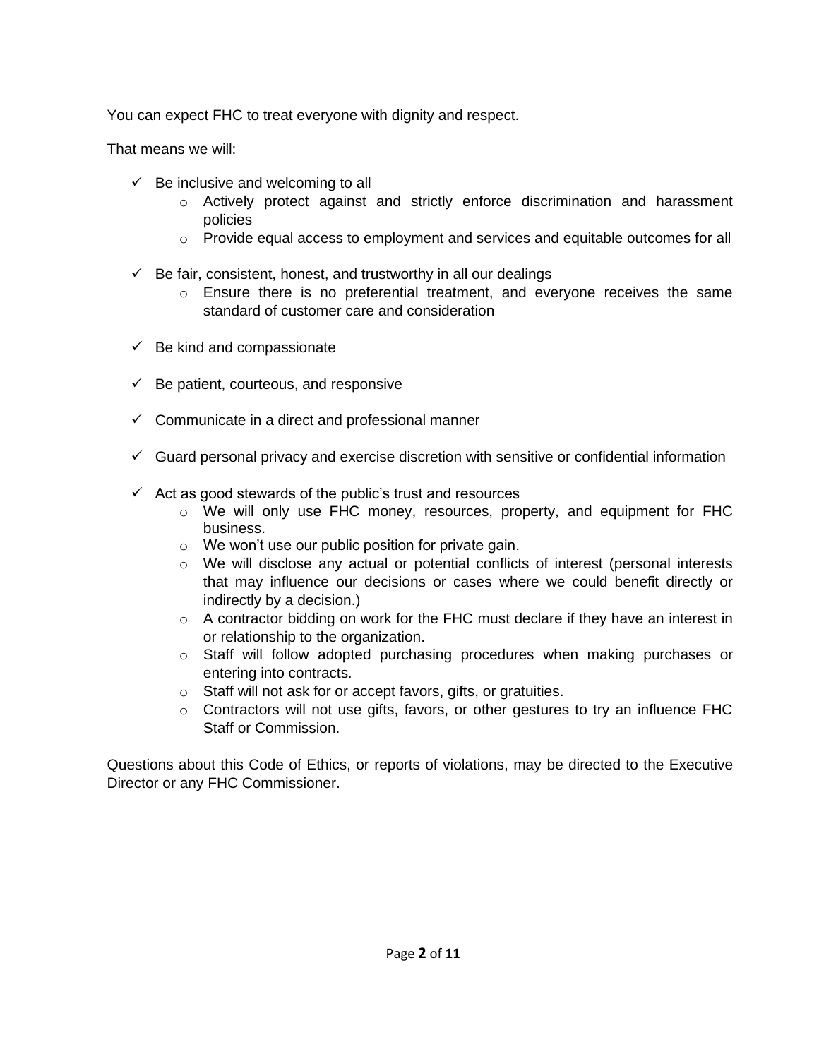You can expect FHC to treat everyone with dignity and respect.

That means we will:

- ✓ Be inclusive and welcoming to all
  - Actively protect against and strictly enforce discrimination and harassment policies
  - Provide equal access to employment and services and equitable outcomes for all

- ✓ Be fair, consistent, honest, and trustworthy in all our dealings
  - Ensure there is no preferential treatment, and everyone receives the same standard of customer care and consideration

- ✓ Be kind and compassionate

- ✓ Be patient, courteous, and responsive

- ✓ Communicate in a direct and professional manner

- ✓ Guard personal privacy and exercise discretion with sensitive or confidential information

- ✓ Act as good stewards of the public's trust and resources
  - We will only use FHC money, resources, property, and equipment for FHC business.
  - We won't use our public position for private gain.
  - We will disclose any actual or potential conflicts of interest (personal interests that may influence our decisions or cases where we could benefit directly or indirectly by a decision.)
  - A contractor bidding on work for the FHC must declare if they have an interest in or relationship to the organization.
  - Staff will follow adopted purchasing procedures when making purchases or entering into contracts.
  - Staff will not ask for or accept favors, gifts, or gratuities.
  - Contractors will not use gifts, favors, or other gestures to try an influence FHC Staff or Commission.

Questions about this Code of Ethics, or reports of violations, may be directed to the Executive Director or any FHC Commissioner.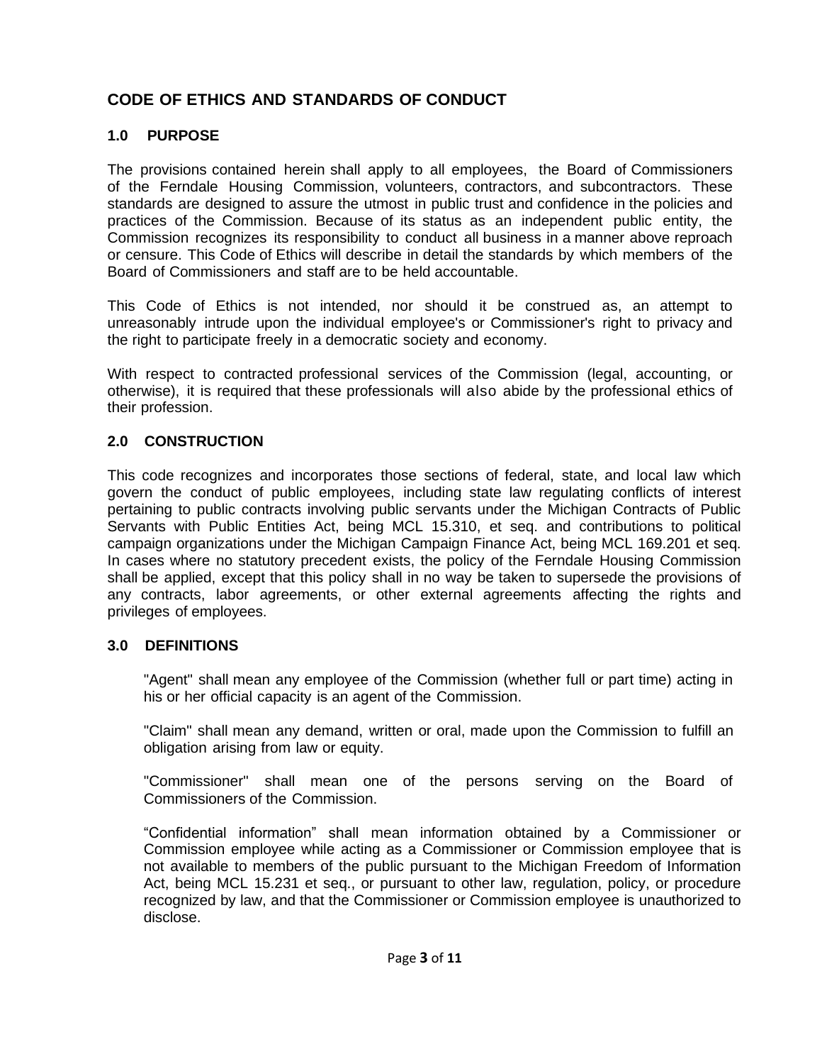## CODE OF ETHICS AND STANDARDS OF CONDUCT

### 1.0 PURPOSE

The provisions contained herein shall apply to all employees, the Board of Commissioners of the Ferndale Housing Commission, volunteers, contractors, and subcontractors. These standards are designed to assure the utmost in public trust and confidence in the policies and practices of the Commission. Because of its status as an independent public entity, the Commission recognizes its responsibility to conduct all business in a manner above reproach or censure. This Code of Ethics will describe in detail the standards by which members of the Board of Commissioners and staff are to be held accountable.

This Code of Ethics is not intended, nor should it be construed as, an attempt to unreasonably intrude upon the individual employee's or Commissioner's right to privacy and the right to participate freely in a democratic society and economy.

With respect to contracted professional services of the Commission (legal, accounting, or otherwise), it is required that these professionals will also abide by the professional ethics of their profession.

### 2.0 CONSTRUCTION

This code recognizes and incorporates those sections of federal, state, and local law which govern the conduct of public employees, including state law regulating conflicts of interest pertaining to public contracts involving public servants under the Michigan Contracts of Public Servants with Public Entities Act, being MCL 15.310, et seq. and contributions to political campaign organizations under the Michigan Campaign Finance Act, being MCL 169.201 et seq. In cases where no statutory precedent exists, the policy of the Ferndale Housing Commission shall be applied, except that this policy shall in no way be taken to supersede the provisions of any contracts, labor agreements, or other external agreements affecting the rights and privileges of employees.

### 3.0 DEFINITIONS

"Agent" shall mean any employee of the Commission (whether full or part time) acting in his or her official capacity is an agent of the Commission.

"Claim" shall mean any demand, written or oral, made upon the Commission to fulfill an obligation arising from law or equity.

"Commissioner" shall mean one of the persons serving on the Board of Commissioners of the Commission.

“Confidential information” shall mean information obtained by a Commissioner or Commission employee while acting as a Commissioner or Commission employee that is not available to members of the public pursuant to the Michigan Freedom of Information Act, being MCL 15.231 et seq., or pursuant to other law, regulation, policy, or procedure recognized by law, and that the Commissioner or Commission employee is unauthorized to disclose.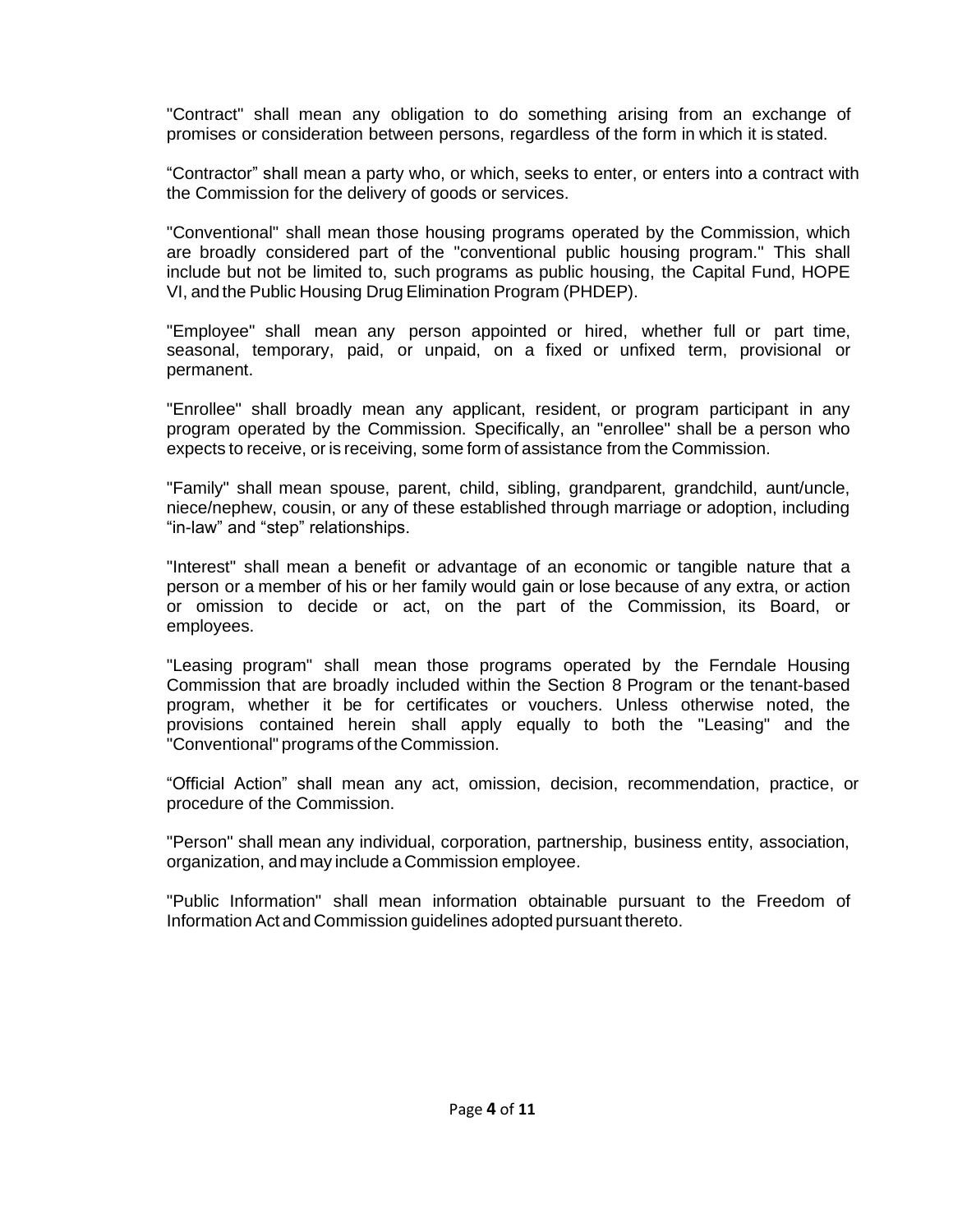"Contract" shall mean any obligation to do something arising from an exchange of promises or consideration between persons, regardless of the form in which it is stated.

“Contractor” shall mean a party who, or which, seeks to enter, or enters into a contract with the Commission for the delivery of goods or services.

"Conventional" shall mean those housing programs operated by the Commission, which are broadly considered part of the "conventional public housing program." This shall include but not be limited to, such programs as public housing, the Capital Fund, HOPE VI, and the Public Housing Drug Elimination Program (PHDEP).

"Employee" shall mean any person appointed or hired, whether full or part time, seasonal, temporary, paid, or unpaid, on a fixed or unfixed term, provisional or permanent.

"Enrollee" shall broadly mean any applicant, resident, or program participant in any program operated by the Commission. Specifically, an "enrollee" shall be a person who expects to receive, or is receiving, some form of assistance from the Commission.

"Family" shall mean spouse, parent, child, sibling, grandparent, grandchild, aunt/uncle, niece/nephew, cousin, or any of these established through marriage or adoption, including “in-law” and “step” relationships.

"Interest" shall mean a benefit or advantage of an economic or tangible nature that a person or a member of his or her family would gain or lose because of any extra, or action or omission to decide or act, on the part of the Commission, its Board, or employees.

"Leasing program" shall mean those programs operated by the Ferndale Housing Commission that are broadly included within the Section 8 Program or the tenant-based program, whether it be for certificates or vouchers. Unless otherwise noted, the provisions contained herein shall apply equally to both the "Leasing" and the "Conventional" programs of the Commission.

“Official Action” shall mean any act, omission, decision, recommendation, practice, or procedure of the Commission.

"Person" shall mean any individual, corporation, partnership, business entity, association, organization, and may include a Commission employee.

"Public Information" shall mean information obtainable pursuant to the Freedom of Information Act and Commission guidelines adopted pursuant thereto.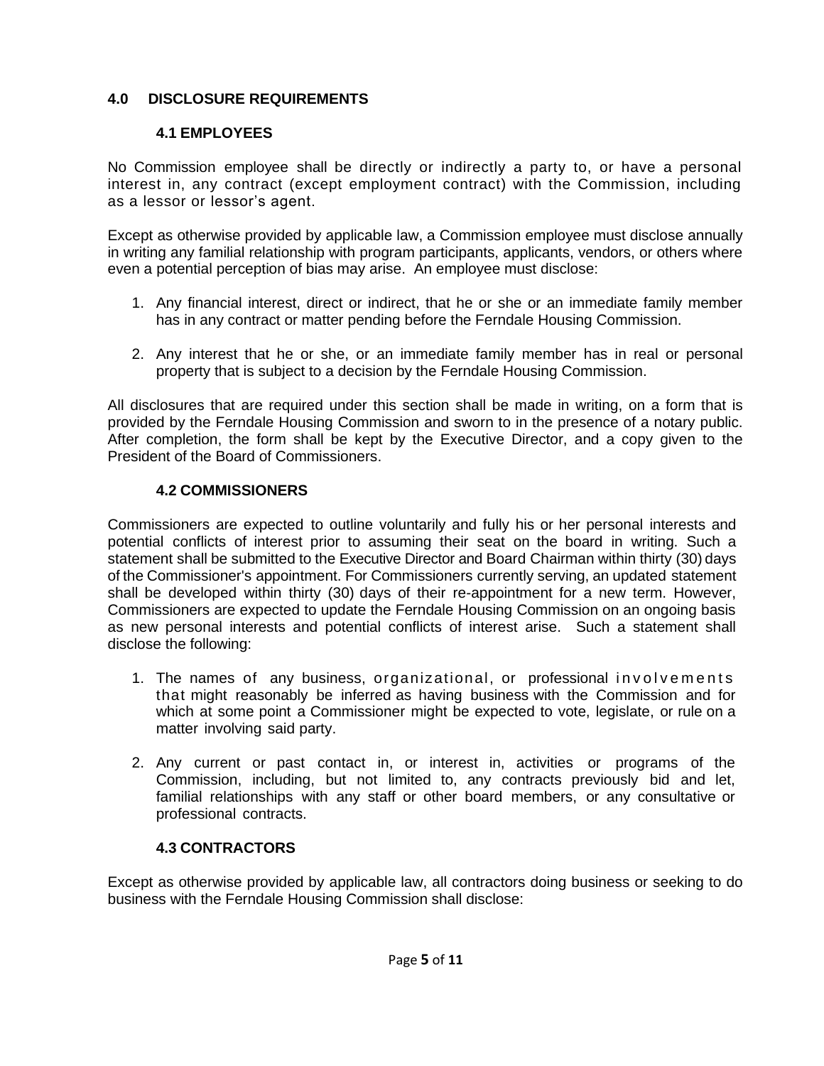## 4.0 DISCLOSURE REQUIREMENTS

### 4.1 EMPLOYEES

No Commission employee shall be directly or indirectly a party to, or have a personal interest in, any contract (except employment contract) with the Commission, including as a lessor or lessor's agent.

Except as otherwise provided by applicable law, a Commission employee must disclose annually in writing any familial relationship with program participants, applicants, vendors, or others where even a potential perception of bias may arise. An employee must disclose:

1. Any financial interest, direct or indirect, that he or she or an immediate family member has in any contract or matter pending before the Ferndale Housing Commission.
2. Any interest that he or she, or an immediate family member has in real or personal property that is subject to a decision by the Ferndale Housing Commission.

All disclosures that are required under this section shall be made in writing, on a form that is provided by the Ferndale Housing Commission and sworn to in the presence of a notary public. After completion, the form shall be kept by the Executive Director, and a copy given to the President of the Board of Commissioners.

### 4.2 COMMISSIONERS

Commissioners are expected to outline voluntarily and fully his or her personal interests and potential conflicts of interest prior to assuming their seat on the board in writing. Such a statement shall be submitted to the Executive Director and Board Chairman within thirty (30) days of the Commissioner's appointment. For Commissioners currently serving, an updated statement shall be developed within thirty (30) days of their re-appointment for a new term. However, Commissioners are expected to update the Ferndale Housing Commission on an ongoing basis as new personal interests and potential conflicts of interest arise. Such a statement shall disclose the following:

1. The names of any business, organizational, or professional involvements that might reasonably be inferred as having business with the Commission and for which at some point a Commissioner might be expected to vote, legislate, or rule on a matter involving said party.
2. Any current or past contact in, or interest in, activities or programs of the Commission, including, but not limited to, any contracts previously bid and let, familial relationships with any staff or other board members, or any consultative or professional contracts.

### 4.3 CONTRACTORS

Except as otherwise provided by applicable law, all contractors doing business or seeking to do business with the Ferndale Housing Commission shall disclose: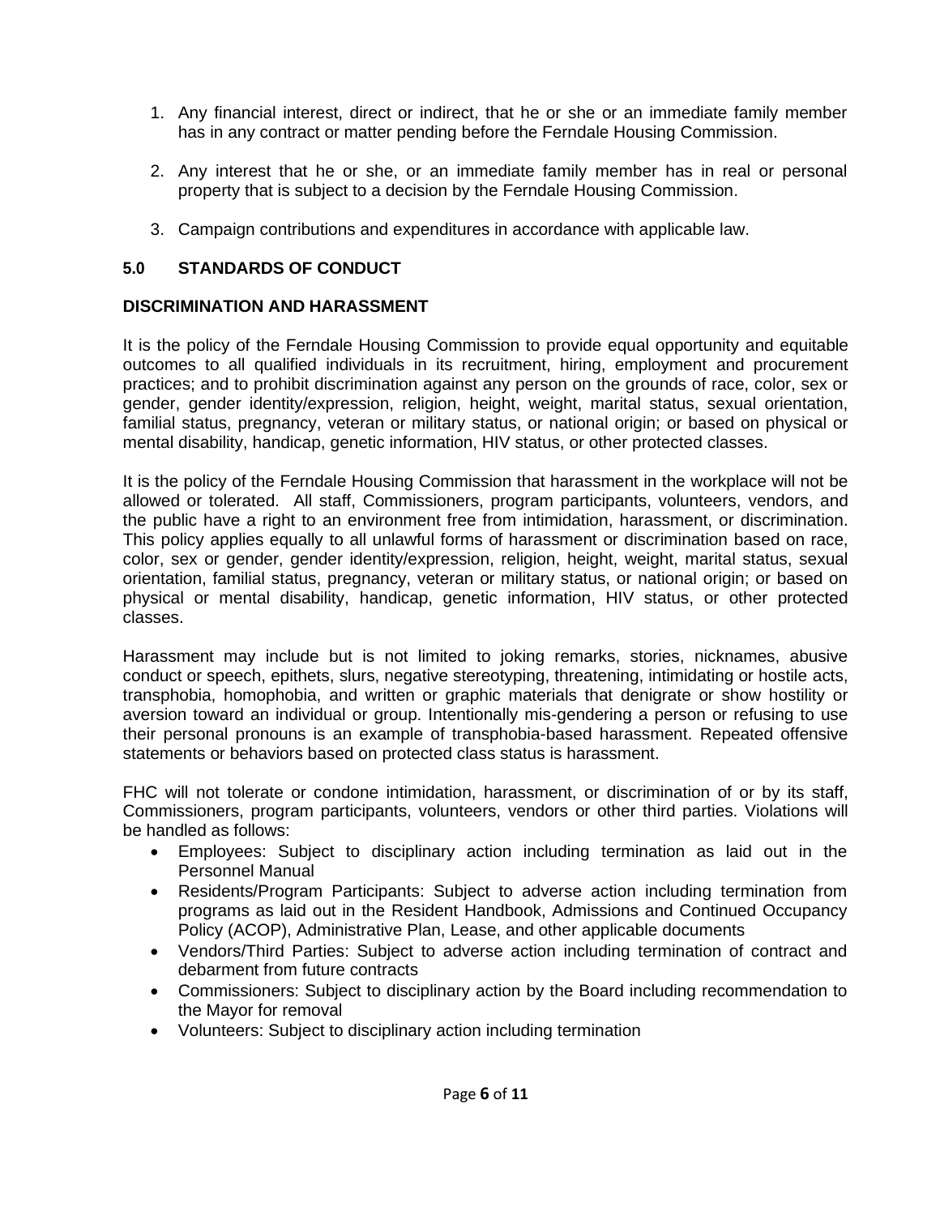1. Any financial interest, direct or indirect, that he or she or an immediate family member has in any contract or matter pending before the Ferndale Housing Commission.

2. Any interest that he or she, or an immediate family member has in real or personal property that is subject to a decision by the Ferndale Housing Commission.

3. Campaign contributions and expenditures in accordance with applicable law.

## 5.0 STANDARDS OF CONDUCT

### DISCRIMINATION AND HARASSMENT

It is the policy of the Ferndale Housing Commission to provide equal opportunity and equitable outcomes to all qualified individuals in its recruitment, hiring, employment and procurement practices; and to prohibit discrimination against any person on the grounds of race, color, sex or gender, gender identity/expression, religion, height, weight, marital status, sexual orientation, familial status, pregnancy, veteran or military status, or national origin; or based on physical or mental disability, handicap, genetic information, HIV status, or other protected classes.

It is the policy of the Ferndale Housing Commission that harassment in the workplace will not be allowed or tolerated. All staff, Commissioners, program participants, volunteers, vendors, and the public have a right to an environment free from intimidation, harassment, or discrimination. This policy applies equally to all unlawful forms of harassment or discrimination based on race, color, sex or gender, gender identity/expression, religion, height, weight, marital status, sexual orientation, familial status, pregnancy, veteran or military status, or national origin; or based on physical or mental disability, handicap, genetic information, HIV status, or other protected classes.

Harassment may include but is not limited to joking remarks, stories, nicknames, abusive conduct or speech, epithets, slurs, negative stereotyping, threatening, intimidating or hostile acts, transphobia, homophobia, and written or graphic materials that denigrate or show hostility or aversion toward an individual or group. Intentionally mis-gendering a person or refusing to use their personal pronouns is an example of transphobia-based harassment. Repeated offensive statements or behaviors based on protected class status is harassment.

FHC will not tolerate or condone intimidation, harassment, or discrimination of or by its staff, Commissioners, program participants, volunteers, vendors or other third parties. Violations will be handled as follows:

- Employees: Subject to disciplinary action including termination as laid out in the Personnel Manual
- Residents/Program Participants: Subject to adverse action including termination from programs as laid out in the Resident Handbook, Admissions and Continued Occupancy Policy (ACOP), Administrative Plan, Lease, and other applicable documents
- Vendors/Third Parties: Subject to adverse action including termination of contract and debarment from future contracts
- Commissioners: Subject to disciplinary action by the Board including recommendation to the Mayor for removal
- Volunteers: Subject to disciplinary action including termination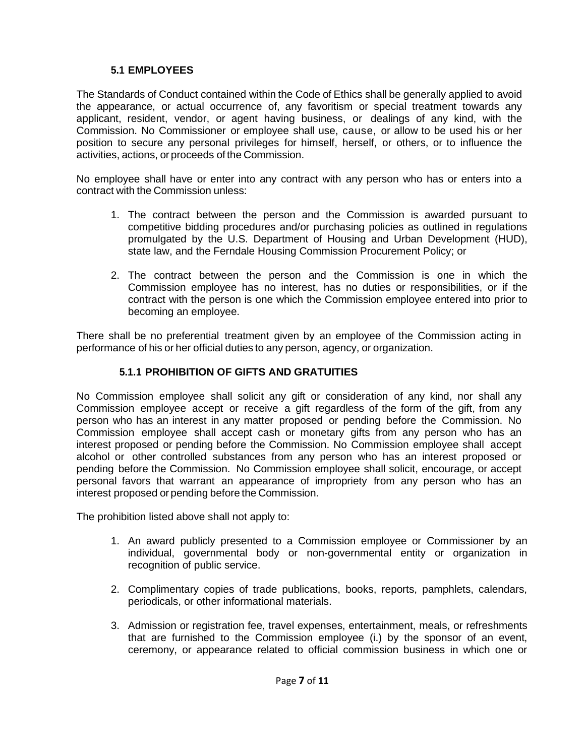### 5.1 EMPLOYEES

The Standards of Conduct contained within the Code of Ethics shall be generally applied to avoid the appearance, or actual occurrence of, any favoritism or special treatment towards any applicant, resident, vendor, or agent having business, or dealings of any kind, with the Commission. No Commissioner or employee shall use, cause, or allow to be used his or her position to secure any personal privileges for himself, herself, or others, or to influence the activities, actions, or proceeds of the Commission.

No employee shall have or enter into any contract with any person who has or enters into a contract with the Commission unless:

1. The contract between the person and the Commission is awarded pursuant to competitive bidding procedures and/or purchasing policies as outlined in regulations promulgated by the U.S. Department of Housing and Urban Development (HUD), state law, and the Ferndale Housing Commission Procurement Policy; or

2. The contract between the person and the Commission is one in which the Commission employee has no interest, has no duties or responsibilities, or if the contract with the person is one which the Commission employee entered into prior to becoming an employee.

There shall be no preferential treatment given by an employee of the Commission acting in performance of his or her official duties to any person, agency, or organization.

#### 5.1.1 PROHIBITION OF GIFTS AND GRATUITIES

No Commission employee shall solicit any gift or consideration of any kind, nor shall any Commission employee accept or receive a gift regardless of the form of the gift, from any person who has an interest in any matter proposed or pending before the Commission. No Commission employee shall accept cash or monetary gifts from any person who has an interest proposed or pending before the Commission. No Commission employee shall accept alcohol or other controlled substances from any person who has an interest proposed or pending before the Commission. No Commission employee shall solicit, encourage, or accept personal favors that warrant an appearance of impropriety from any person who has an interest proposed or pending before the Commission.

The prohibition listed above shall not apply to:

1. An award publicly presented to a Commission employee or Commissioner by an individual, governmental body or non-governmental entity or organization in recognition of public service.

2. Complimentary copies of trade publications, books, reports, pamphlets, calendars, periodicals, or other informational materials.

3. Admission or registration fee, travel expenses, entertainment, meals, or refreshments that are furnished to the Commission employee (i.) by the sponsor of an event, ceremony, or appearance related to official commission business in which one or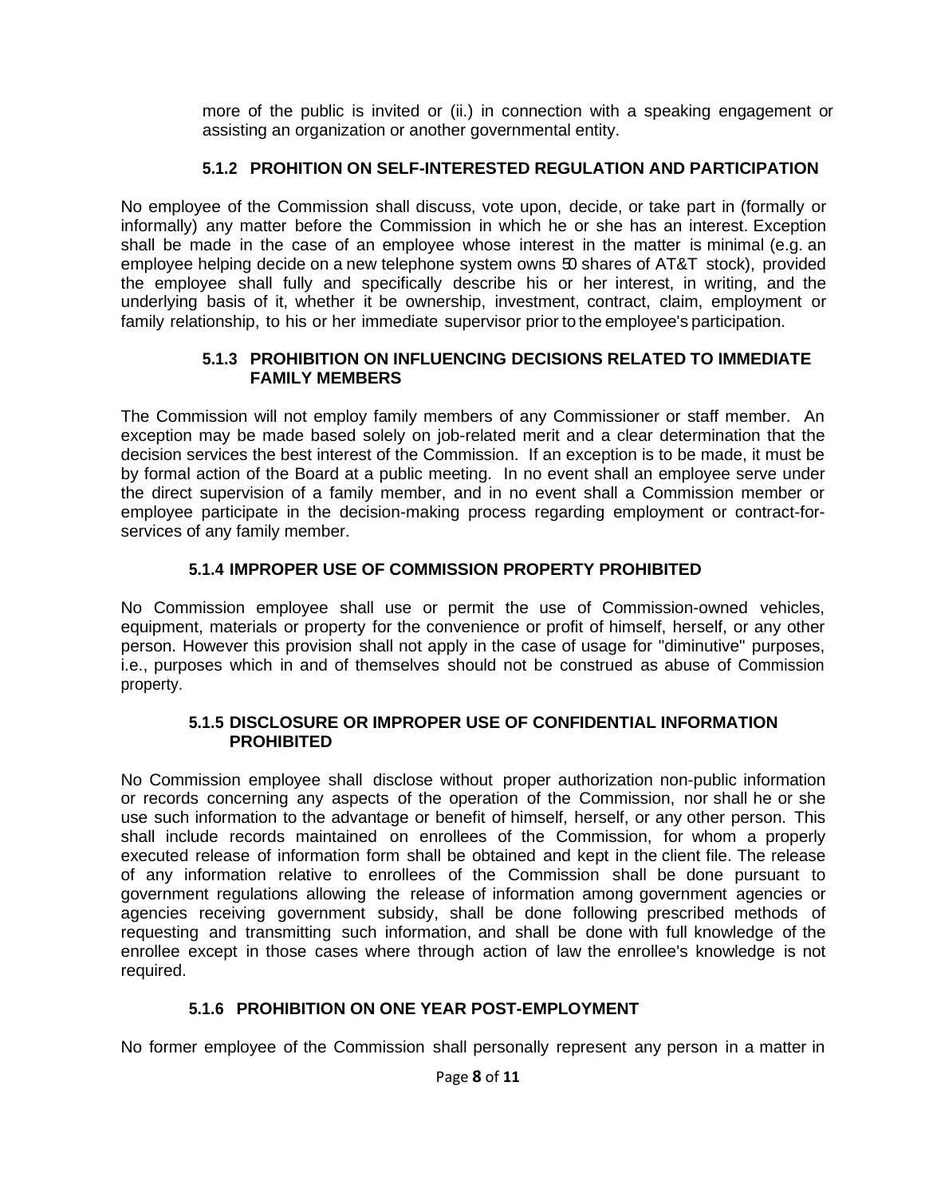more of the public is invited or (ii.) in connection with a speaking engagement or assisting an organization or another governmental entity.

#### 5.1.2 PROHITION ON SELF-INTERESTED REGULATION AND PARTICIPATION

No employee of the Commission shall discuss, vote upon, decide, or take part in (formally or informally) any matter before the Commission in which he or she has an interest. Exception shall be made in the case of an employee whose interest in the matter is minimal (e.g. an employee helping decide on a new telephone system owns 50 shares of AT&T stock), provided the employee shall fully and specifically describe his or her interest, in writing, and the underlying basis of it, whether it be ownership, investment, contract, claim, employment or family relationship, to his or her immediate supervisor prior to the employee's participation.

#### 5.1.3 PROHIBITION ON INFLUENCING DECISIONS RELATED TO IMMEDIATE FAMILY MEMBERS

The Commission will not employ family members of any Commissioner or staff member. An exception may be made based solely on job-related merit and a clear determination that the decision services the best interest of the Commission. If an exception is to be made, it must be by formal action of the Board at a public meeting. In no event shall an employee serve under the direct supervision of a family member, and in no event shall a Commission member or employee participate in the decision-making process regarding employment or contract-for-services of any family member.

#### 5.1.4 IMPROPER USE OF COMMISSION PROPERTY PROHIBITED

No Commission employee shall use or permit the use of Commission-owned vehicles, equipment, materials or property for the convenience or profit of himself, herself, or any other person. However this provision shall not apply in the case of usage for "diminutive" purposes, i.e., purposes which in and of themselves should not be construed as abuse of Commission property.

#### 5.1.5 DISCLOSURE OR IMPROPER USE OF CONFIDENTIAL INFORMATION PROHIBITED

No Commission employee shall disclose without proper authorization non-public information or records concerning any aspects of the operation of the Commission, nor shall he or she use such information to the advantage or benefit of himself, herself, or any other person. This shall include records maintained on enrollees of the Commission, for whom a properly executed release of information form shall be obtained and kept in the client file. The release of any information relative to enrollees of the Commission shall be done pursuant to government regulations allowing the release of information among government agencies or agencies receiving government subsidy, shall be done following prescribed methods of requesting and transmitting such information, and shall be done with full knowledge of the enrollee except in those cases where through action of law the enrollee's knowledge is not required.

#### 5.1.6 PROHIBITION ON ONE YEAR POST-EMPLOYMENT

No former employee of the Commission shall personally represent any person in a matter in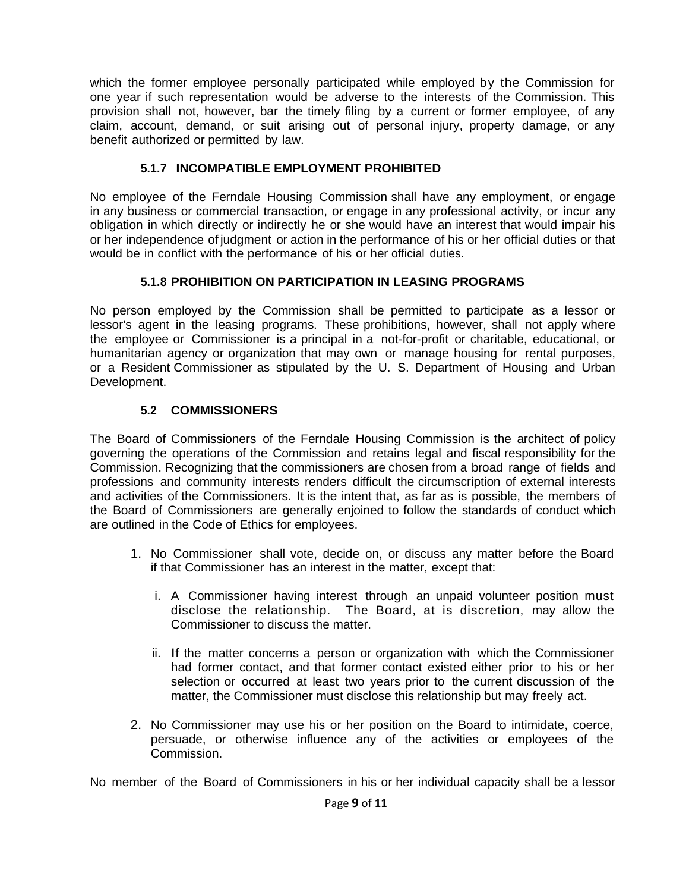which the former employee personally participated while employed by the Commission for one year if such representation would be adverse to the interests of the Commission. This provision shall not, however, bar the timely filing by a current or former employee, of any claim, account, demand, or suit arising out of personal injury, property damage, or any benefit authorized or permitted by law.

### 5.1.7 INCOMPATIBLE EMPLOYMENT PROHIBITED

No employee of the Ferndale Housing Commission shall have any employment, or engage in any business or commercial transaction, or engage in any professional activity, or incur any obligation in which directly or indirectly he or she would have an interest that would impair his or her independence of judgment or action in the performance of his or her official duties or that would be in conflict with the performance of his or her official duties.

### 5.1.8 PROHIBITION ON PARTICIPATION IN LEASING PROGRAMS

No person employed by the Commission shall be permitted to participate as a lessor or lessor's agent in the leasing programs. These prohibitions, however, shall not apply where the employee or Commissioner is a principal in a not-for-profit or charitable, educational, or humanitarian agency or organization that may own or manage housing for rental purposes, or a Resident Commissioner as stipulated by the U. S. Department of Housing and Urban Development.

### 5.2 COMMISSIONERS

The Board of Commissioners of the Ferndale Housing Commission is the architect of policy governing the operations of the Commission and retains legal and fiscal responsibility for the Commission. Recognizing that the commissioners are chosen from a broad range of fields and professions and community interests renders difficult the circumscription of external interests and activities of the Commissioners. It is the intent that, as far as is possible, the members of the Board of Commissioners are generally enjoined to follow the standards of conduct which are outlined in the Code of Ethics for employees.

1. No Commissioner shall vote, decide on, or discuss any matter before the Board if that Commissioner has an interest in the matter, except that:

   i. A Commissioner having interest through an unpaid volunteer position must disclose the relationship. The Board, at is discretion, may allow the Commissioner to discuss the matter.

   ii. If the matter concerns a person or organization with which the Commissioner had former contact, and that former contact existed either prior to his or her selection or occurred at least two years prior to the current discussion of the matter, the Commissioner must disclose this relationship but may freely act.

2. No Commissioner may use his or her position on the Board to intimidate, coerce, persuade, or otherwise influence any of the activities or employees of the Commission.

No member of the Board of Commissioners in his or her individual capacity shall be a lessor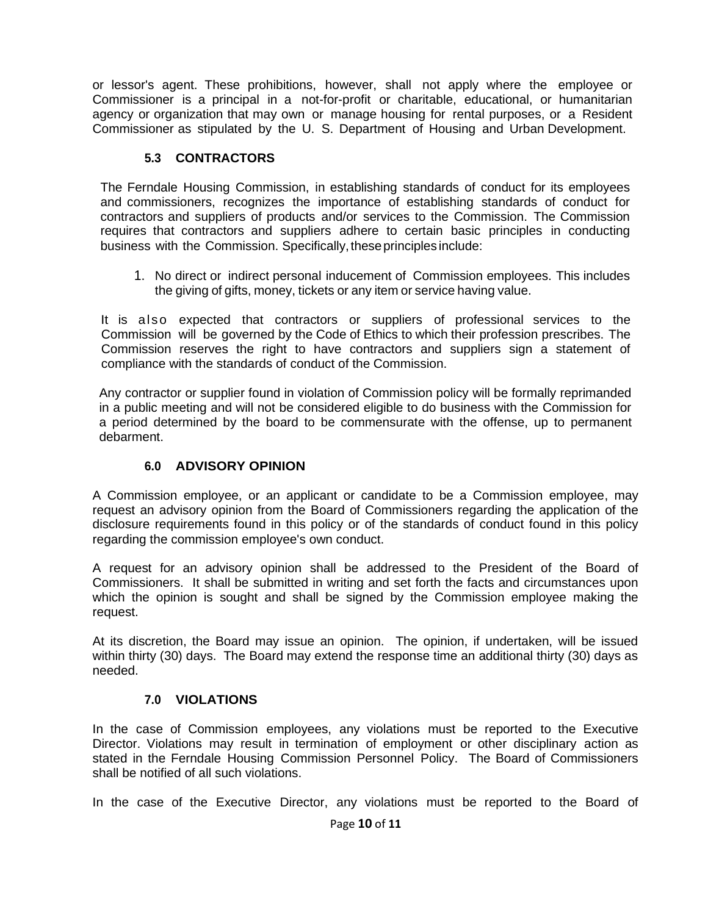or lessor's agent. These prohibitions, however, shall not apply where the employee or Commissioner is a principal in a not-for-profit or charitable, educational, or humanitarian agency or organization that may own or manage housing for rental purposes, or a Resident Commissioner as stipulated by the U. S. Department of Housing and Urban Development.

### 5.3 CONTRACTORS

The Ferndale Housing Commission, in establishing standards of conduct for its employees and commissioners, recognizes the importance of establishing standards of conduct for contractors and suppliers of products and/or services to the Commission. The Commission requires that contractors and suppliers adhere to certain basic principles in conducting business with the Commission. Specifically, these principles include:

1. No direct or indirect personal inducement of Commission employees. This includes the giving of gifts, money, tickets or any item or service having value.

It is also expected that contractors or suppliers of professional services to the Commission will be governed by the Code of Ethics to which their profession prescribes. The Commission reserves the right to have contractors and suppliers sign a statement of compliance with the standards of conduct of the Commission.

Any contractor or supplier found in violation of Commission policy will be formally reprimanded in a public meeting and will not be considered eligible to do business with the Commission for a period determined by the board to be commensurate with the offense, up to permanent debarment.

### 6.0 ADVISORY OPINION

A Commission employee, or an applicant or candidate to be a Commission employee, may request an advisory opinion from the Board of Commissioners regarding the application of the disclosure requirements found in this policy or of the standards of conduct found in this policy regarding the commission employee's own conduct.

A request for an advisory opinion shall be addressed to the President of the Board of Commissioners. It shall be submitted in writing and set forth the facts and circumstances upon which the opinion is sought and shall be signed by the Commission employee making the request.

At its discretion, the Board may issue an opinion. The opinion, if undertaken, will be issued within thirty (30) days. The Board may extend the response time an additional thirty (30) days as needed.

### 7.0 VIOLATIONS

In the case of Commission employees, any violations must be reported to the Executive Director. Violations may result in termination of employment or other disciplinary action as stated in the Ferndale Housing Commission Personnel Policy. The Board of Commissioners shall be notified of all such violations.

In the case of the Executive Director, any violations must be reported to the Board of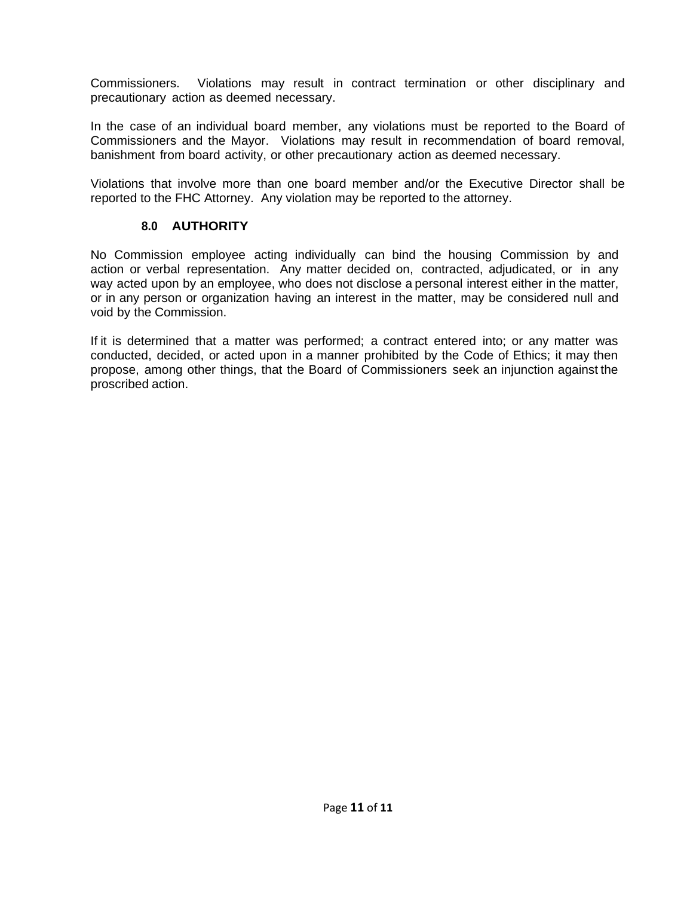Commissioners. Violations may result in contract termination or other disciplinary and precautionary action as deemed necessary.

In the case of an individual board member, any violations must be reported to the Board of Commissioners and the Mayor. Violations may result in recommendation of board removal, banishment from board activity, or other precautionary action as deemed necessary.

Violations that involve more than one board member and/or the Executive Director shall be reported to the FHC Attorney. Any violation may be reported to the attorney.

### 8.0 AUTHORITY

No Commission employee acting individually can bind the housing Commission by and action or verbal representation. Any matter decided on, contracted, adjudicated, or in any way acted upon by an employee, who does not disclose a personal interest either in the matter, or in any person or organization having an interest in the matter, may be considered null and void by the Commission.

If it is determined that a matter was performed; a contract entered into; or any matter was conducted, decided, or acted upon in a manner prohibited by the Code of Ethics; it may then propose, among other things, that the Board of Commissioners seek an injunction against the proscribed action.